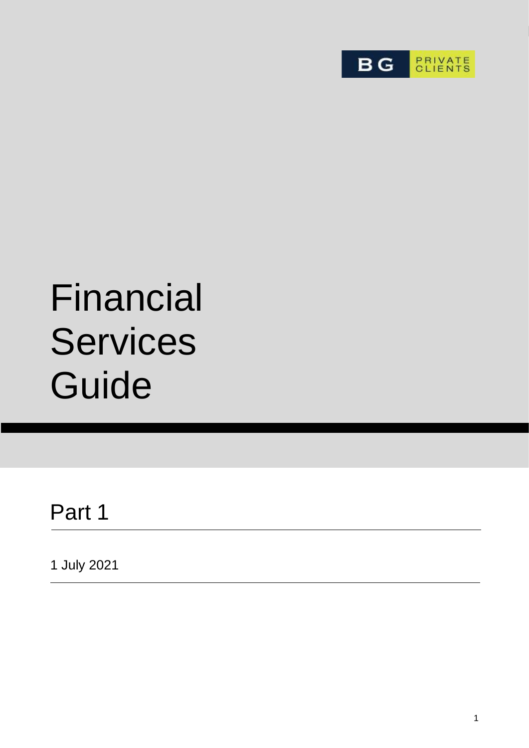BG PRIVATE CLIENTS

# Financial Services Guide

## Part 1

1 July 2021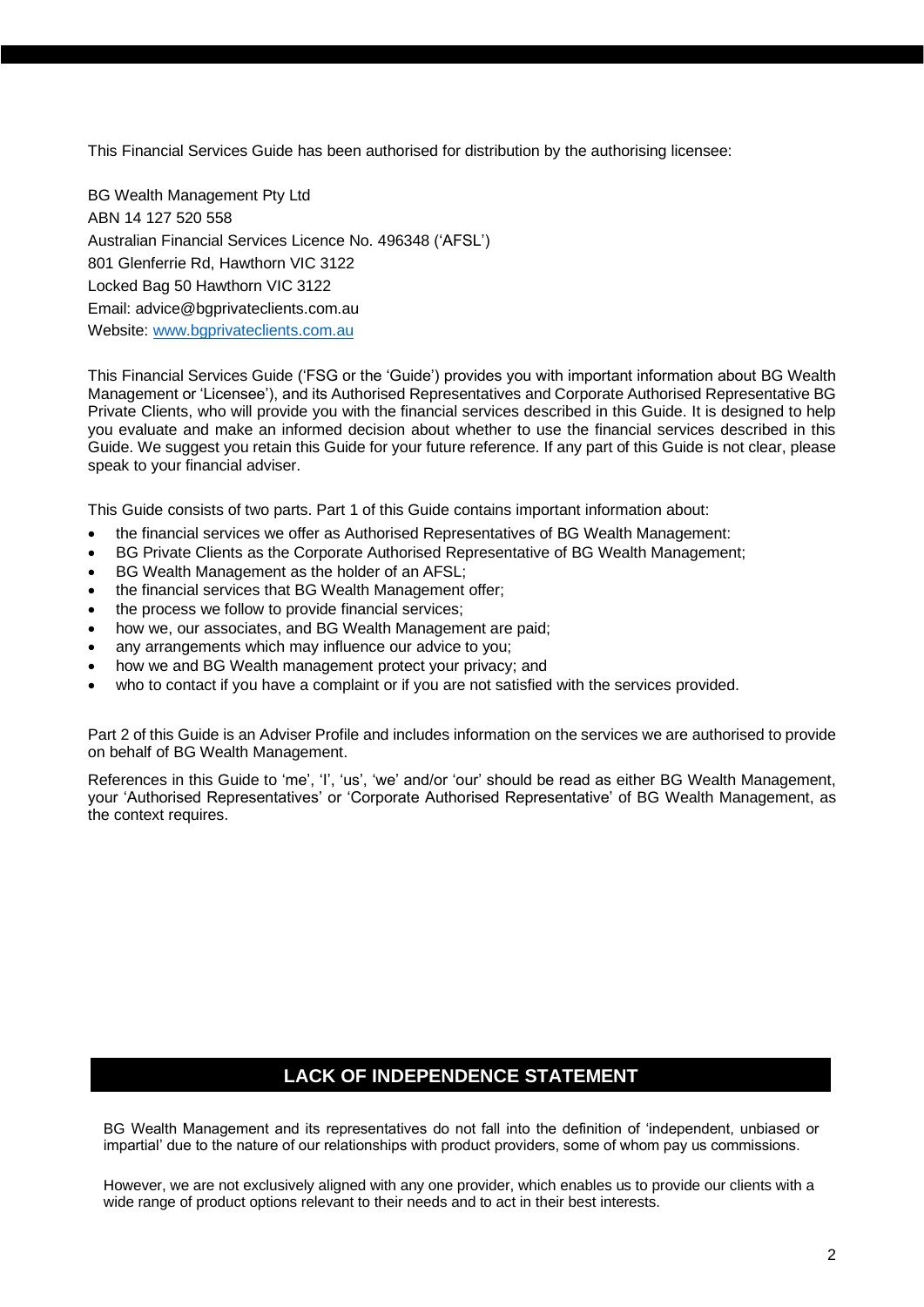This Financial Services Guide has been authorised for distribution by the authorising licensee:

BG Wealth Management Pty Ltd
ABN 14 127 520 558
Australian Financial Services Licence No. 496348 ('AFSL')
801 Glenferrie Rd, Hawthorn VIC 3122
Locked Bag 50 Hawthorn VIC 3122
Email: advice@bgprivateclients.com.au
Website: www.bgprivateclients.com.au

This Financial Services Guide ('FSG or the 'Guide') provides you with important information about BG Wealth Management or 'Licensee'), and its Authorised Representatives and Corporate Authorised Representative BG Private Clients, who will provide you with the financial services described in this Guide. It is designed to help you evaluate and make an informed decision about whether to use the financial services described in this Guide. We suggest you retain this Guide for your future reference. If any part of this Guide is not clear, please speak to your financial adviser.

This Guide consists of two parts. Part 1 of this Guide contains important information about:

- the financial services we offer as Authorised Representatives of BG Wealth Management:
- BG Private Clients as the Corporate Authorised Representative of BG Wealth Management;
- BG Wealth Management as the holder of an AFSL;
- the financial services that BG Wealth Management offer;
- the process we follow to provide financial services;
- how we, our associates, and BG Wealth Management are paid;
- any arrangements which may influence our advice to you;
- how we and BG Wealth management protect your privacy; and
- who to contact if you have a complaint or if you are not satisfied with the services provided.

Part 2 of this Guide is an Adviser Profile and includes information on the services we are authorised to provide on behalf of BG Wealth Management.

References in this Guide to 'me', 'I', 'us', 'we' and/or 'our' should be read as either BG Wealth Management, your 'Authorised Representatives' or 'Corporate Authorised Representative' of BG Wealth Management, as the context requires.

## LACK OF INDEPENDENCE STATEMENT

BG Wealth Management and its representatives do not fall into the definition of 'independent, unbiased or impartial' due to the nature of our relationships with product providers, some of whom pay us commissions.

However, we are not exclusively aligned with any one provider, which enables us to provide our clients with a wide range of product options relevant to their needs and to act in their best interests.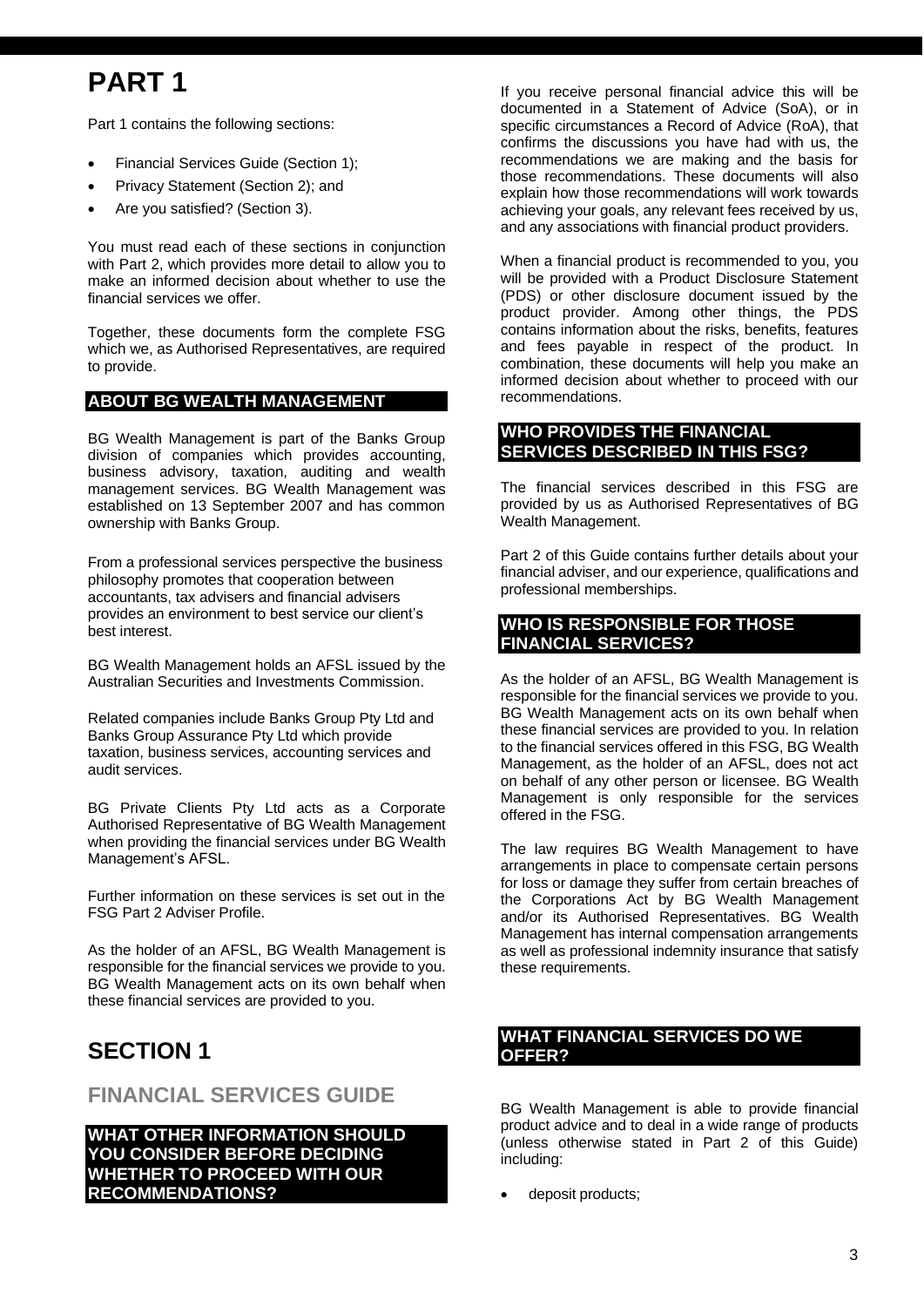# PART 1

Part 1 contains the following sections:

- Financial Services Guide (Section 1);
- Privacy Statement (Section 2); and
- Are you satisfied? (Section 3).

You must read each of these sections in conjunction with Part 2, which provides more detail to allow you to make an informed decision about whether to use the financial services we offer.

Together, these documents form the complete FSG which we, as Authorised Representatives, are required to provide.

### ABOUT BG WEALTH MANAGEMENT

BG Wealth Management is part of the Banks Group division of companies which provides accounting, business advisory, taxation, auditing and wealth management services. BG Wealth Management was established on 13 September 2007 and has common ownership with Banks Group.

From a professional services perspective the business philosophy promotes that cooperation between accountants, tax advisers and financial advisers provides an environment to best service our client's best interest.

BG Wealth Management holds an AFSL issued by the Australian Securities and Investments Commission.

Related companies include Banks Group Pty Ltd and Banks Group Assurance Pty Ltd which provide taxation, business services, accounting services and audit services.

BG Private Clients Pty Ltd acts as a Corporate Authorised Representative of BG Wealth Management when providing the financial services under BG Wealth Management's AFSL.

Further information on these services is set out in the FSG Part 2 Adviser Profile.

As the holder of an AFSL, BG Wealth Management is responsible for the financial services we provide to you. BG Wealth Management acts on its own behalf when these financial services are provided to you.

# SECTION 1

## FINANCIAL SERVICES GUIDE

### WHAT OTHER INFORMATION SHOULD YOU CONSIDER BEFORE DECIDING WHETHER TO PROCEED WITH OUR RECOMMENDATIONS?

If you receive personal financial advice this will be documented in a Statement of Advice (SoA), or in specific circumstances a Record of Advice (RoA), that confirms the discussions you have had with us, the recommendations we are making and the basis for those recommendations. These documents will also explain how those recommendations will work towards achieving your goals, any relevant fees received by us, and any associations with financial product providers.

When a financial product is recommended to you, you will be provided with a Product Disclosure Statement (PDS) or other disclosure document issued by the product provider. Among other things, the PDS contains information about the risks, benefits, features and fees payable in respect of the product. In combination, these documents will help you make an informed decision about whether to proceed with our recommendations.

### WHO PROVIDES THE FINANCIAL SERVICES DESCRIBED IN THIS FSG?

The financial services described in this FSG are provided by us as Authorised Representatives of BG Wealth Management.

Part 2 of this Guide contains further details about your financial adviser, and our experience, qualifications and professional memberships.

### WHO IS RESPONSIBLE FOR THOSE FINANCIAL SERVICES?

As the holder of an AFSL, BG Wealth Management is responsible for the financial services we provide to you. BG Wealth Management acts on its own behalf when these financial services are provided to you. In relation to the financial services offered in this FSG, BG Wealth Management, as the holder of an AFSL, does not act on behalf of any other person or licensee. BG Wealth Management is only responsible for the services offered in the FSG.

The law requires BG Wealth Management to have arrangements in place to compensate certain persons for loss or damage they suffer from certain breaches of the Corporations Act by BG Wealth Management and/or its Authorised Representatives. BG Wealth Management has internal compensation arrangements as well as professional indemnity insurance that satisfy these requirements.

### WHAT FINANCIAL SERVICES DO WE OFFER?

BG Wealth Management is able to provide financial product advice and to deal in a wide range of products (unless otherwise stated in Part 2 of this Guide) including:

- deposit products;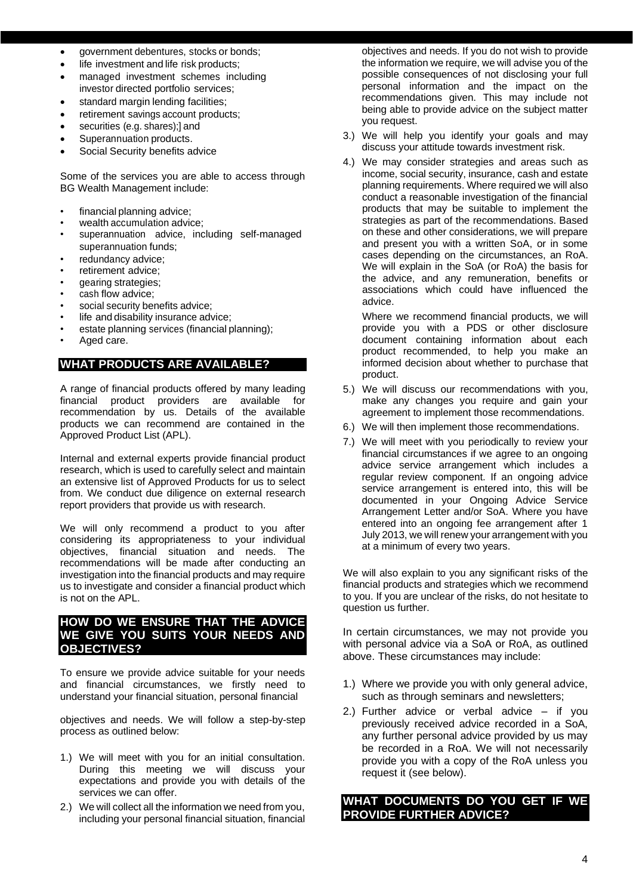- government debentures, stocks or bonds;
- life investment and life risk products;
- managed investment schemes including investor directed portfolio services;
- standard margin lending facilities;
- retirement savings account products;
- securities (e.g. shares);] and
- Superannuation products.
- Social Security benefits advice

Some of the services you are able to access through BG Wealth Management include:

- financial planning advice;
- wealth accumulation advice;
- superannuation advice, including self-managed superannuation funds;
- redundancy advice;
- retirement advice;
- gearing strategies;
- cash flow advice;
- social security benefits advice;
- life and disability insurance advice;
- estate planning services (financial planning);
- Aged care.

## WHAT PRODUCTS ARE AVAILABLE?

A range of financial products offered by many leading financial product providers are available for recommendation by us. Details of the available products we can recommend are contained in the Approved Product List (APL).

Internal and external experts provide financial product research, which is used to carefully select and maintain an extensive list of Approved Products for us to select from. We conduct due diligence on external research report providers that provide us with research.

We will only recommend a product to you after considering its appropriateness to your individual objectives, financial situation and needs. The recommendations will be made after conducting an investigation into the financial products and may require us to investigate and consider a financial product which is not on the APL.

## HOW DO WE ENSURE THAT THE ADVICE WE GIVE YOU SUITS YOUR NEEDS AND OBJECTIVES?

To ensure we provide advice suitable for your needs and financial circumstances, we firstly need to understand your financial situation, personal financial objectives and needs. We will follow a step-by-step process as outlined below:

1.) We will meet with you for an initial consultation. During this meeting we will discuss your expectations and provide you with details of the services we can offer.
2.) We will collect all the information we need from you, including your personal financial situation, financial objectives and needs. If you do not wish to provide the information we require, we will advise you of the possible consequences of not disclosing your full personal information and the impact on the recommendations given. This may include not being able to provide advice on the subject matter you request.
3.) We will help you identify your goals and may discuss your attitude towards investment risk.
4.) We may consider strategies and areas such as income, social security, insurance, cash and estate planning requirements. Where required we will also conduct a reasonable investigation of the financial products that may be suitable to implement the strategies as part of the recommendations. Based on these and other considerations, we will prepare and present you with a written SoA, or in some cases depending on the circumstances, an RoA. We will explain in the SoA (or RoA) the basis for the advice, and any remuneration, benefits or associations which could have influenced the advice.

   Where we recommend financial products, we will provide you with a PDS or other disclosure document containing information about each product recommended, to help you make an informed decision about whether to purchase that product.
5.) We will discuss our recommendations with you, make any changes you require and gain your agreement to implement those recommendations.
6.) We will then implement those recommendations.
7.) We will meet with you periodically to review your financial circumstances if we agree to an ongoing advice service arrangement which includes a regular review component. If an ongoing advice service arrangement is entered into, this will be documented in your Ongoing Advice Service Arrangement Letter and/or SoA. Where you have entered into an ongoing fee arrangement after 1 July 2013, we will renew your arrangement with you at a minimum of every two years.

We will also explain to you any significant risks of the financial products and strategies which we recommend to you. If you are unclear of the risks, do not hesitate to question us further.

In certain circumstances, we may not provide you with personal advice via a SoA or RoA, as outlined above. These circumstances may include:

1.) Where we provide you with only general advice, such as through seminars and newsletters;
2.) Further advice or verbal advice – if you previously received advice recorded in a SoA, any further personal advice provided by us may be recorded in a RoA. We will not necessarily provide you with a copy of the RoA unless you request it (see below).

## WHAT DOCUMENTS DO YOU GET IF WE PROVIDE FURTHER ADVICE?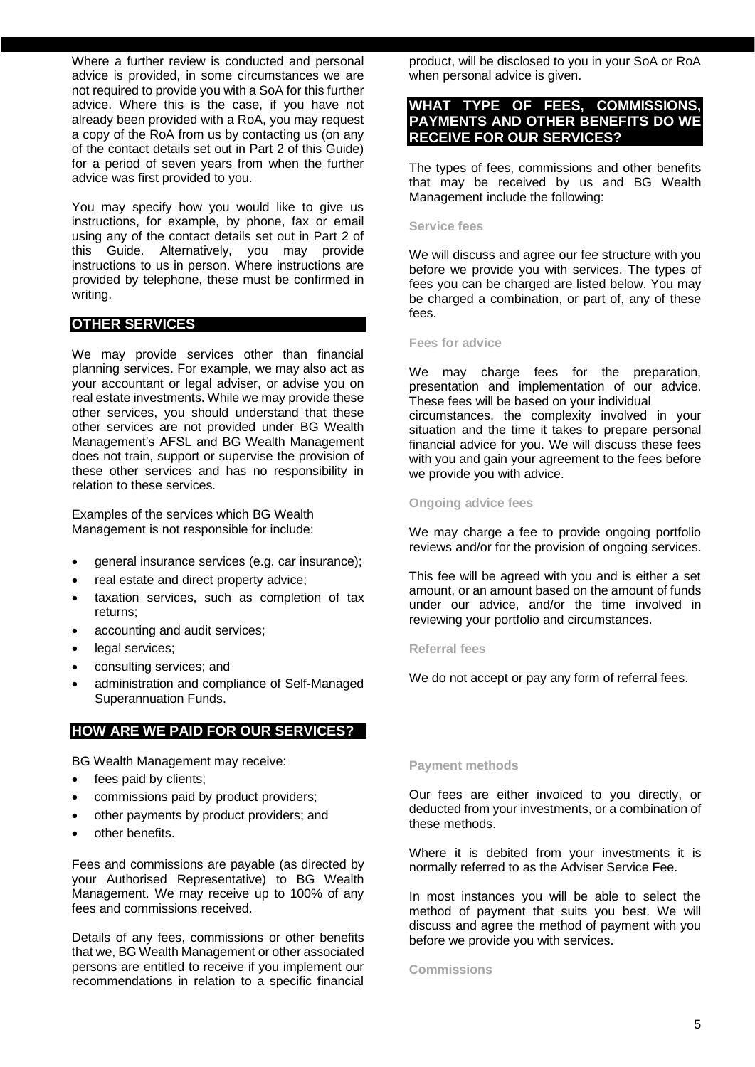Where a further review is conducted and personal advice is provided, in some circumstances we are not required to provide you with a SoA for this further advice. Where this is the case, if you have not already been provided with a RoA, you may request a copy of the RoA from us by contacting us (on any of the contact details set out in Part 2 of this Guide) for a period of seven years from when the further advice was first provided to you.

You may specify how you would like to give us instructions, for example, by phone, fax or email using any of the contact details set out in Part 2 of this Guide. Alternatively, you may provide instructions to us in person. Where instructions are provided by telephone, these must be confirmed in writing.

## OTHER SERVICES

We may provide services other than financial planning services. For example, we may also act as your accountant or legal adviser, or advise you on real estate investments. While we may provide these other services, you should understand that these other services are not provided under BG Wealth Management's AFSL and BG Wealth Management does not train, support or supervise the provision of these other services and has no responsibility in relation to these services.

Examples of the services which BG Wealth Management is not responsible for include:

- general insurance services (e.g. car insurance);
- real estate and direct property advice;
- taxation services, such as completion of tax returns;
- accounting and audit services;
- legal services;
- consulting services; and
- administration and compliance of Self-Managed Superannuation Funds.

## HOW ARE WE PAID FOR OUR SERVICES?

BG Wealth Management may receive:

- fees paid by clients;
- commissions paid by product providers;
- other payments by product providers; and
- other benefits.

Fees and commissions are payable (as directed by your Authorised Representative) to BG Wealth Management. We may receive up to 100% of any fees and commissions received.

Details of any fees, commissions or other benefits that we, BG Wealth Management or other associated persons are entitled to receive if you implement our recommendations in relation to a specific financial product, will be disclosed to you in your SoA or RoA when personal advice is given.

## WHAT TYPE OF FEES, COMMISSIONS, PAYMENTS AND OTHER BENEFITS DO WE RECEIVE FOR OUR SERVICES?

The types of fees, commissions and other benefits that may be received by us and BG Wealth Management include the following:

### Service fees

We will discuss and agree our fee structure with you before we provide you with services. The types of fees you can be charged are listed below. You may be charged a combination, or part of, any of these fees.

### Fees for advice

We may charge fees for the preparation, presentation and implementation of our advice. These fees will be based on your individual circumstances, the complexity involved in your situation and the time it takes to prepare personal financial advice for you. We will discuss these fees with you and gain your agreement to the fees before we provide you with advice.

### Ongoing advice fees

We may charge a fee to provide ongoing portfolio reviews and/or for the provision of ongoing services.

This fee will be agreed with you and is either a set amount, or an amount based on the amount of funds under our advice, and/or the time involved in reviewing your portfolio and circumstances.

### Referral fees

We do not accept or pay any form of referral fees.

### Payment methods

Our fees are either invoiced to you directly, or deducted from your investments, or a combination of these methods.

Where it is debited from your investments it is normally referred to as the Adviser Service Fee.

In most instances you will be able to select the method of payment that suits you best. We will discuss and agree the method of payment with you before we provide you with services.

### Commissions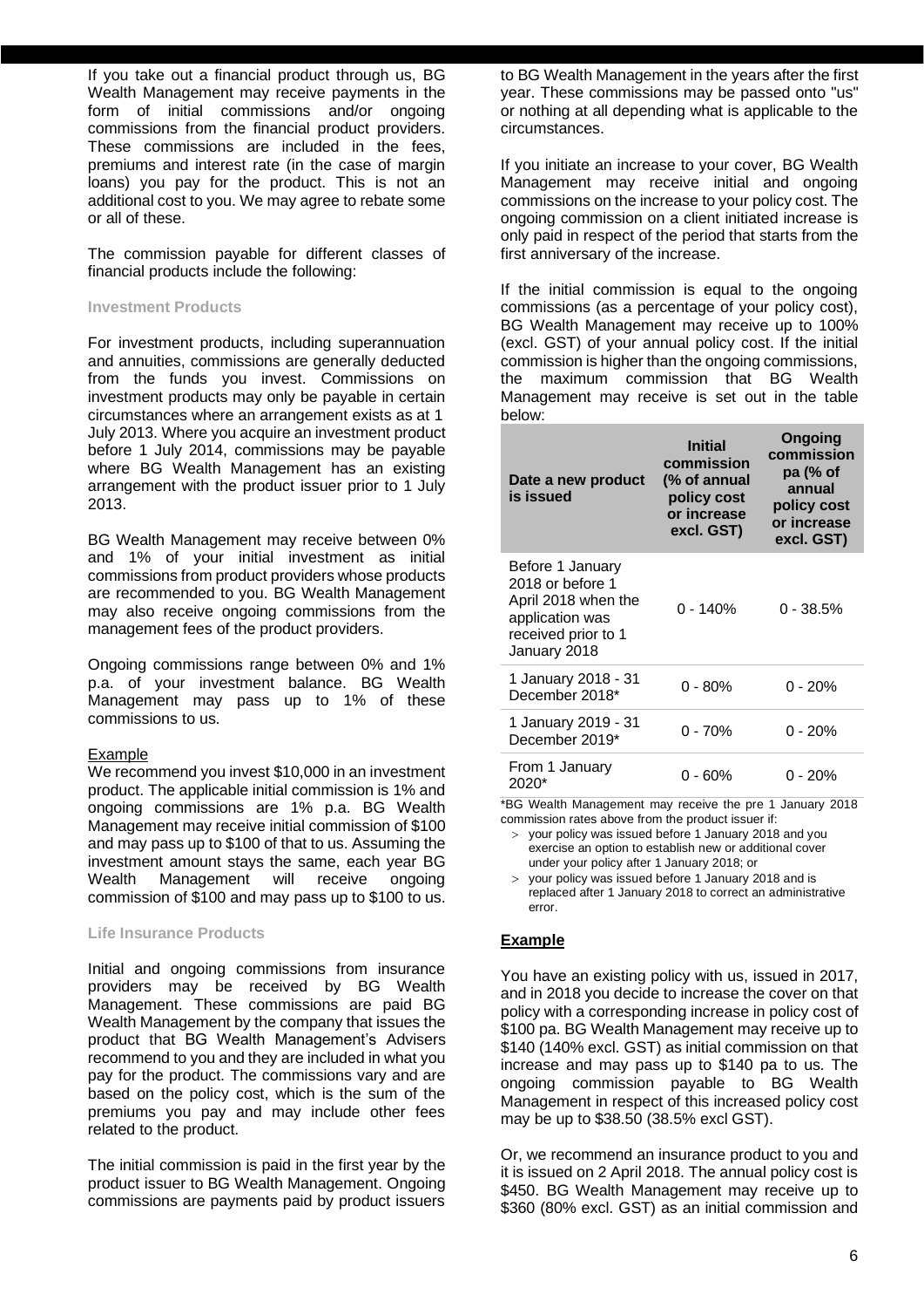If you take out a financial product through us, BG Wealth Management may receive payments in the form of initial commissions and/or ongoing commissions from the financial product providers. These commissions are included in the fees, premiums and interest rate (in the case of margin loans) you pay for the product. This is not an additional cost to you. We may agree to rebate some or all of these.

The commission payable for different classes of financial products include the following:

### Investment Products

For investment products, including superannuation and annuities, commissions are generally deducted from the funds you invest. Commissions on investment products may only be payable in certain circumstances where an arrangement exists as at 1 July 2013. Where you acquire an investment product before 1 July 2014, commissions may be payable where BG Wealth Management has an existing arrangement with the product issuer prior to 1 July 2013.

BG Wealth Management may receive between 0% and 1% of your initial investment as initial commissions from product providers whose products are recommended to you. BG Wealth Management may also receive ongoing commissions from the management fees of the product providers.

Ongoing commissions range between 0% and 1% p.a. of your investment balance. BG Wealth Management may pass up to 1% of these commissions to us.

Example

We recommend you invest $10,000 in an investment product. The applicable initial commission is 1% and ongoing commissions are 1% p.a. BG Wealth Management may receive initial commission of $100 and may pass up to $100 of that to us. Assuming the investment amount stays the same, each year BG Wealth Management will receive ongoing commission of $100 and may pass up to $100 to us.

### Life Insurance Products

Initial and ongoing commissions from insurance providers may be received by BG Wealth Management. These commissions are paid BG Wealth Management by the company that issues the product that BG Wealth Management's Advisers recommend to you and they are included in what you pay for the product. The commissions vary and are based on the policy cost, which is the sum of the premiums you pay and may include other fees related to the product.

The initial commission is paid in the first year by the product issuer to BG Wealth Management. Ongoing commissions are payments paid by product issuers to BG Wealth Management in the years after the first year. These commissions may be passed onto "us" or nothing at all depending what is applicable to the circumstances.

If you initiate an increase to your cover, BG Wealth Management may receive initial and ongoing commissions on the increase to your policy cost. The ongoing commission on a client initiated increase is only paid in respect of the period that starts from the first anniversary of the increase.

If the initial commission is equal to the ongoing commissions (as a percentage of your policy cost), BG Wealth Management may receive up to 100% (excl. GST) of your annual policy cost. If the initial commission is higher than the ongoing commissions, the maximum commission that BG Wealth Management may receive is set out in the table below:

| Date a new product is issued | Initial commission (% of annual policy cost or increase excl. GST) | Ongoing commission pa (% of annual policy cost or increase excl. GST) |
|---|---|---|
| Before 1 January 2018 or before 1 April 2018 when the application was received prior to 1 January 2018 | 0 - 140% | 0 - 38.5% |
| 1 January 2018 - 31 December 2018* | 0 - 80% | 0 - 20% |
| 1 January 2019 - 31 December 2019* | 0 - 70% | 0 - 20% |
| From 1 January 2020* | 0 - 60% | 0 - 20% |

*BG Wealth Management may receive the pre 1 January 2018 commission rates above from the product issuer if:

- your policy was issued before 1 January 2018 and you exercise an option to establish new or additional cover under your policy after 1 January 2018; or
- your policy was issued before 1 January 2018 and is replaced after 1 January 2018 to correct an administrative error.

**Example**

You have an existing policy with us, issued in 2017, and in 2018 you decide to increase the cover on that policy with a corresponding increase in policy cost of $100 pa. BG Wealth Management may receive up to $140 (140% excl. GST) as initial commission on that increase and may pass up to $140 pa to us. The ongoing commission payable to BG Wealth Management in respect of this increased policy cost may be up to $38.50 (38.5% excl GST).

Or, we recommend an insurance product to you and it is issued on 2 April 2018. The annual policy cost is $450. BG Wealth Management may receive up to $360 (80% excl. GST) as an initial commission and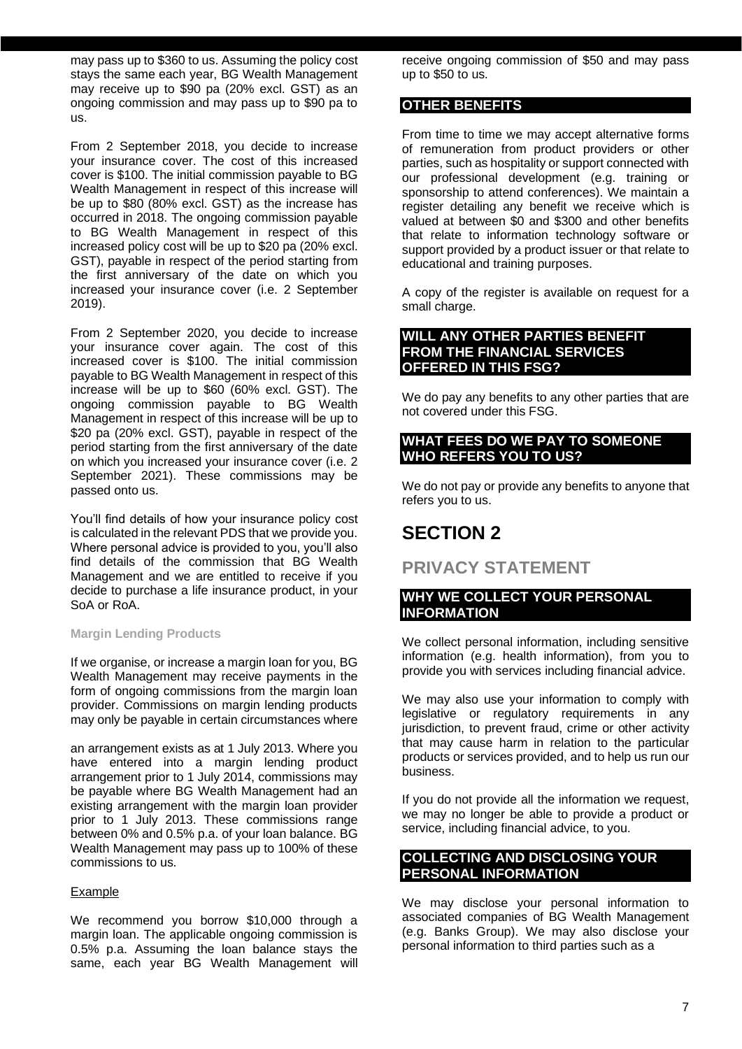may pass up to $360 to us. Assuming the policy cost stays the same each year, BG Wealth Management may receive up to $90 pa (20% excl. GST) as an ongoing commission and may pass up to $90 pa to us.

From 2 September 2018, you decide to increase your insurance cover. The cost of this increased cover is $100. The initial commission payable to BG Wealth Management in respect of this increase will be up to $80 (80% excl. GST) as the increase has occurred in 2018. The ongoing commission payable to BG Wealth Management in respect of this increased policy cost will be up to $20 pa (20% excl. GST), payable in respect of the period starting from the first anniversary of the date on which you increased your insurance cover (i.e. 2 September 2019).

From 2 September 2020, you decide to increase your insurance cover again. The cost of this increased cover is $100. The initial commission payable to BG Wealth Management in respect of this increase will be up to $60 (60% excl. GST). The ongoing commission payable to BG Wealth Management in respect of this increase will be up to $20 pa (20% excl. GST), payable in respect of the period starting from the first anniversary of the date on which you increased your insurance cover (i.e. 2 September 2021). These commissions may be passed onto us.

You'll find details of how your insurance policy cost is calculated in the relevant PDS that we provide you. Where personal advice is provided to you, you'll also find details of the commission that BG Wealth Management and we are entitled to receive if you decide to purchase a life insurance product, in your SoA or RoA.

#### Margin Lending Products

If we organise, or increase a margin loan for you, BG Wealth Management may receive payments in the form of ongoing commissions from the margin loan provider. Commissions on margin lending products may only be payable in certain circumstances where an arrangement exists as at 1 July 2013. Where you have entered into a margin lending product arrangement prior to 1 July 2014, commissions may be payable where BG Wealth Management had an existing arrangement with the margin loan provider prior to 1 July 2013. These commissions range between 0% and 0.5% p.a. of your loan balance. BG Wealth Management may pass up to 100% of these commissions to us.

Example

We recommend you borrow $10,000 through a margin loan. The applicable ongoing commission is 0.5% p.a. Assuming the loan balance stays the same, each year BG Wealth Management will receive ongoing commission of $50 and may pass up to $50 to us.

### OTHER BENEFITS

From time to time we may accept alternative forms of remuneration from product providers or other parties, such as hospitality or support connected with our professional development (e.g. training or sponsorship to attend conferences). We maintain a register detailing any benefit we receive which is valued at between $0 and $300 and other benefits that relate to information technology software or support provided by a product issuer or that relate to educational and training purposes.

A copy of the register is available on request for a small charge.

### WILL ANY OTHER PARTIES BENEFIT FROM THE FINANCIAL SERVICES OFFERED IN THIS FSG?

We do pay any benefits to any other parties that are not covered under this FSG.

### WHAT FEES DO WE PAY TO SOMEONE WHO REFERS YOU TO US?

We do not pay or provide any benefits to anyone that refers you to us.

# SECTION 2

## PRIVACY STATEMENT

### WHY WE COLLECT YOUR PERSONAL INFORMATION

We collect personal information, including sensitive information (e.g. health information), from you to provide you with services including financial advice.

We may also use your information to comply with legislative or regulatory requirements in any jurisdiction, to prevent fraud, crime or other activity that may cause harm in relation to the particular products or services provided, and to help us run our business.

If you do not provide all the information we request, we may no longer be able to provide a product or service, including financial advice, to you.

### COLLECTING AND DISCLOSING YOUR PERSONAL INFORMATION

We may disclose your personal information to associated companies of BG Wealth Management (e.g. Banks Group). We may also disclose your personal information to third parties such as a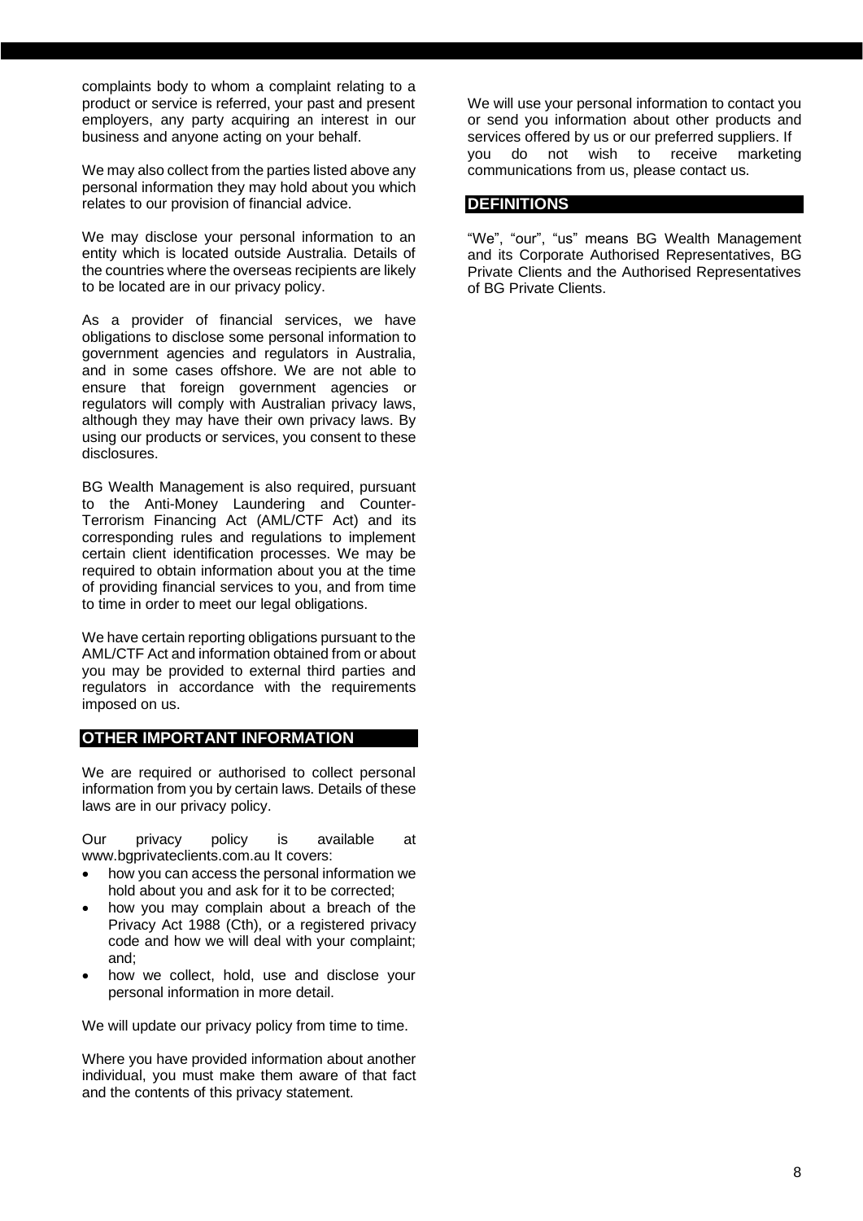complaints body to whom a complaint relating to a product or service is referred, your past and present employers, any party acquiring an interest in our business and anyone acting on your behalf.

We may also collect from the parties listed above any personal information they may hold about you which relates to our provision of financial advice.

We may disclose your personal information to an entity which is located outside Australia. Details of the countries where the overseas recipients are likely to be located are in our privacy policy.

As a provider of financial services, we have obligations to disclose some personal information to government agencies and regulators in Australia, and in some cases offshore. We are not able to ensure that foreign government agencies or regulators will comply with Australian privacy laws, although they may have their own privacy laws. By using our products or services, you consent to these disclosures.

BG Wealth Management is also required, pursuant to the Anti-Money Laundering and Counter-Terrorism Financing Act (AML/CTF Act) and its corresponding rules and regulations to implement certain client identification processes. We may be required to obtain information about you at the time of providing financial services to you, and from time to time in order to meet our legal obligations.

We have certain reporting obligations pursuant to the AML/CTF Act and information obtained from or about you may be provided to external third parties and regulators in accordance with the requirements imposed on us.

## OTHER IMPORTANT INFORMATION

We are required or authorised to collect personal information from you by certain laws. Details of these laws are in our privacy policy.

Our privacy policy is available at www.bgprivateclients.com.au It covers:

- how you can access the personal information we hold about you and ask for it to be corrected;
- how you may complain about a breach of the Privacy Act 1988 (Cth), or a registered privacy code and how we will deal with your complaint; and;
- how we collect, hold, use and disclose your personal information in more detail.

We will update our privacy policy from time to time.

Where you have provided information about another individual, you must make them aware of that fact and the contents of this privacy statement.

We will use your personal information to contact you or send you information about other products and services offered by us or our preferred suppliers. If you do not wish to receive marketing communications from us, please contact us.

## DEFINITIONS

“We”, “our”, “us” means BG Wealth Management and its Corporate Authorised Representatives, BG Private Clients and the Authorised Representatives of BG Private Clients.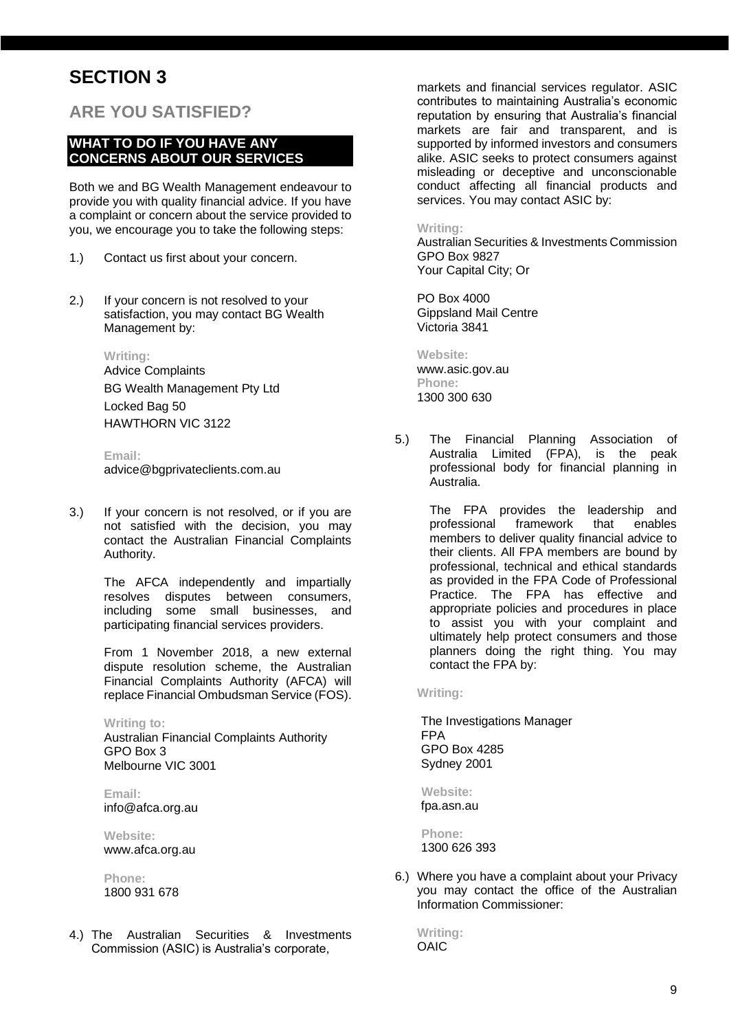# SECTION 3

## ARE YOU SATISFIED?

### WHAT TO DO IF YOU HAVE ANY CONCERNS ABOUT OUR SERVICES

Both we and BG Wealth Management endeavour to provide you with quality financial advice. If you have a complaint or concern about the service provided to you, we encourage you to take the following steps:

1.) Contact us first about your concern.

2.) If your concern is not resolved to your satisfaction, you may contact BG Wealth Management by:

**Writing:**
Advice Complaints
BG Wealth Management Pty Ltd
Locked Bag 50
HAWTHORN VIC 3122

**Email:**
advice@bgprivateclients.com.au

3.) If your concern is not resolved, or if you are not satisfied with the decision, you may contact the Australian Financial Complaints Authority.

The AFCA independently and impartially resolves disputes between consumers, including some small businesses, and participating financial services providers.

From 1 November 2018, a new external dispute resolution scheme, the Australian Financial Complaints Authority (AFCA) will replace Financial Ombudsman Service (FOS).

**Writing to:**
Australian Financial Complaints Authority
GPO Box 3
Melbourne VIC 3001

**Email:**
info@afca.org.au

**Website:**
www.afca.org.au

**Phone:**
1800 931 678

4.) The Australian Securities & Investments Commission (ASIC) is Australia's corporate, markets and financial services regulator. ASIC contributes to maintaining Australia's economic reputation by ensuring that Australia's financial markets are fair and transparent, and is supported by informed investors and consumers alike. ASIC seeks to protect consumers against misleading or deceptive and unconscionable conduct affecting all financial products and services. You may contact ASIC by:

**Writing:**
Australian Securities & Investments Commission
GPO Box 9827
Your Capital City; Or

PO Box 4000
Gippsland Mail Centre
Victoria 3841

**Website:**
www.asic.gov.au

**Phone:**
1300 300 630

5.) The Financial Planning Association of Australia Limited (FPA), is the peak professional body for financial planning in Australia.

The FPA provides the leadership and professional framework that enables members to deliver quality financial advice to their clients. All FPA members are bound by professional, technical and ethical standards as provided in the FPA Code of Professional Practice. The FPA has effective and appropriate policies and procedures in place to assist you with your complaint and ultimately help protect consumers and those planners doing the right thing. You may contact the FPA by:

**Writing:**

The Investigations Manager
FPA
GPO Box 4285
Sydney 2001

**Website:**
fpa.asn.au

**Phone:**
1300 626 393

6.) Where you have a complaint about your Privacy you may contact the office of the Australian Information Commissioner:

**Writing:**
OAIC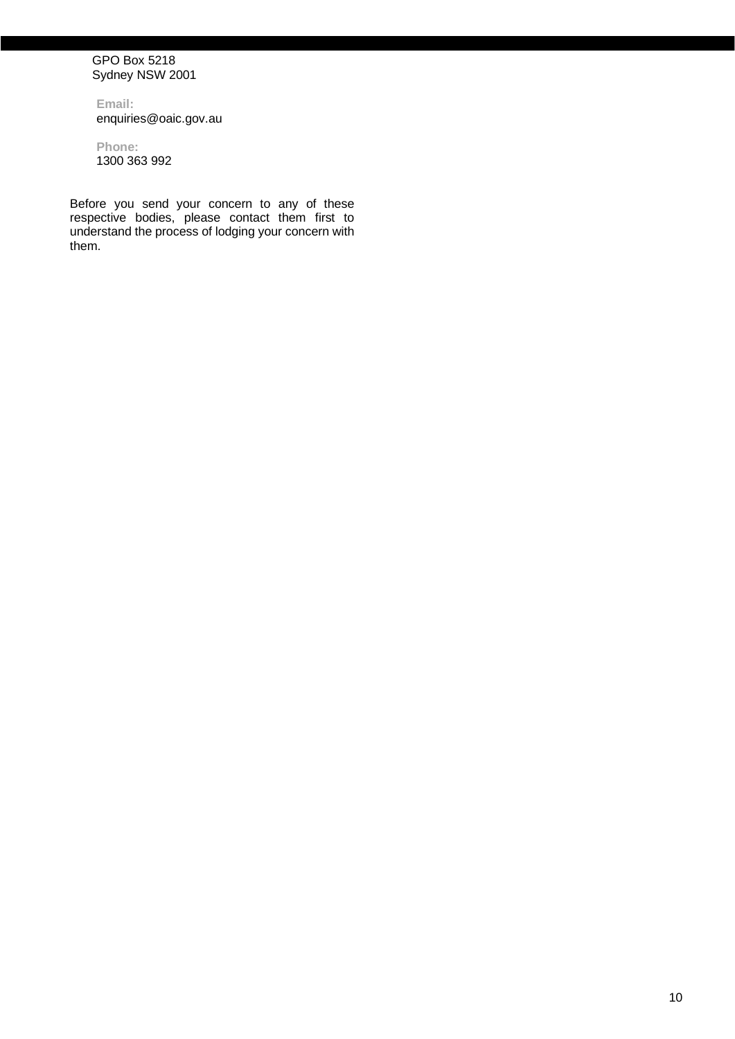GPO Box 5218
Sydney NSW 2001

**Email:**
enquiries@oaic.gov.au

**Phone:**
1300 363 992

Before you send your concern to any of these respective bodies, please contact them first to understand the process of lodging your concern with them.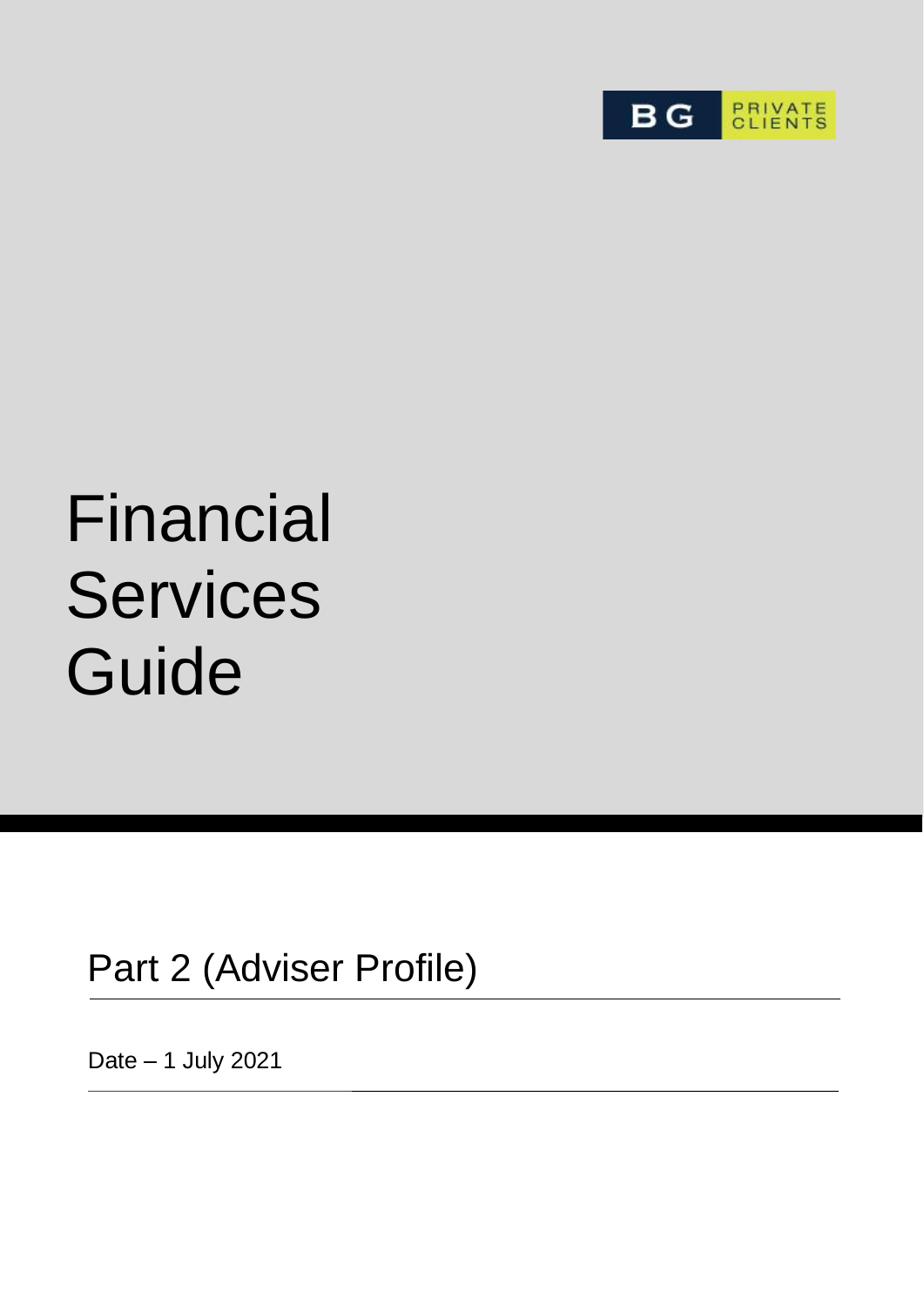BG PRIVATE CLIENTS

# Financial Services Guide

## Part 2 (Adviser Profile)

Date – 1 July 2021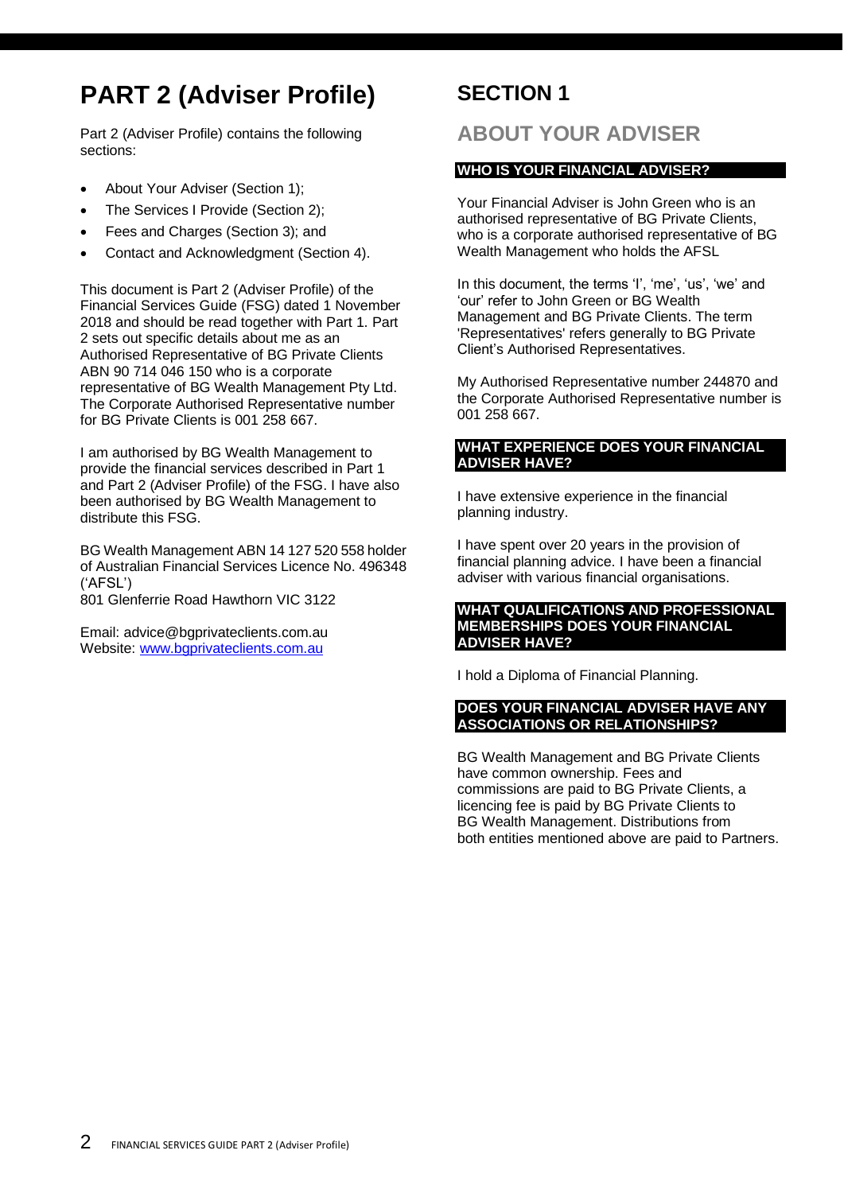# PART 2 (Adviser Profile)

Part 2 (Adviser Profile) contains the following sections:

- About Your Adviser (Section 1);
- The Services I Provide (Section 2);
- Fees and Charges (Section 3); and
- Contact and Acknowledgment (Section 4).

This document is Part 2 (Adviser Profile) of the Financial Services Guide (FSG) dated 1 November 2018 and should be read together with Part 1. Part 2 sets out specific details about me as an Authorised Representative of BG Private Clients ABN 90 714 046 150 who is a corporate representative of BG Wealth Management Pty Ltd. The Corporate Authorised Representative number for BG Private Clients is 001 258 667.

I am authorised by BG Wealth Management to provide the financial services described in Part 1 and Part 2 (Adviser Profile) of the FSG. I have also been authorised by BG Wealth Management to distribute this FSG.

BG Wealth Management ABN 14 127 520 558 holder of Australian Financial Services Licence No. 496348 ('AFSL')
801 Glenferrie Road Hawthorn VIC 3122

Email: advice@bgprivateclients.com.au
Website: [www.bgprivateclients.com.au](http://www.bgprivateclients.com.au)

# SECTION 1

## ABOUT YOUR ADVISER

### WHO IS YOUR FINANCIAL ADVISER?

Your Financial Adviser is John Green who is an authorised representative of BG Private Clients, who is a corporate authorised representative of BG Wealth Management who holds the AFSL

In this document, the terms 'I', 'me', 'us', 'we' and 'our' refer to John Green or BG Wealth Management and BG Private Clients. The term 'Representatives' refers generally to BG Private Client's Authorised Representatives.

My Authorised Representative number 244870 and the Corporate Authorised Representative number is 001 258 667.

### WHAT EXPERIENCE DOES YOUR FINANCIAL ADVISER HAVE?

I have extensive experience in the financial planning industry.

I have spent over 20 years in the provision of financial planning advice. I have been a financial adviser with various financial organisations.

### WHAT QUALIFICATIONS AND PROFESSIONAL MEMBERSHIPS DOES YOUR FINANCIAL ADVISER HAVE?

I hold a Diploma of Financial Planning.

### DOES YOUR FINANCIAL ADVISER HAVE ANY ASSOCIATIONS OR RELATIONSHIPS?

BG Wealth Management and BG Private Clients have common ownership. Fees and commissions are paid to BG Private Clients, a licencing fee is paid by BG Private Clients to BG Wealth Management. Distributions from both entities mentioned above are paid to Partners.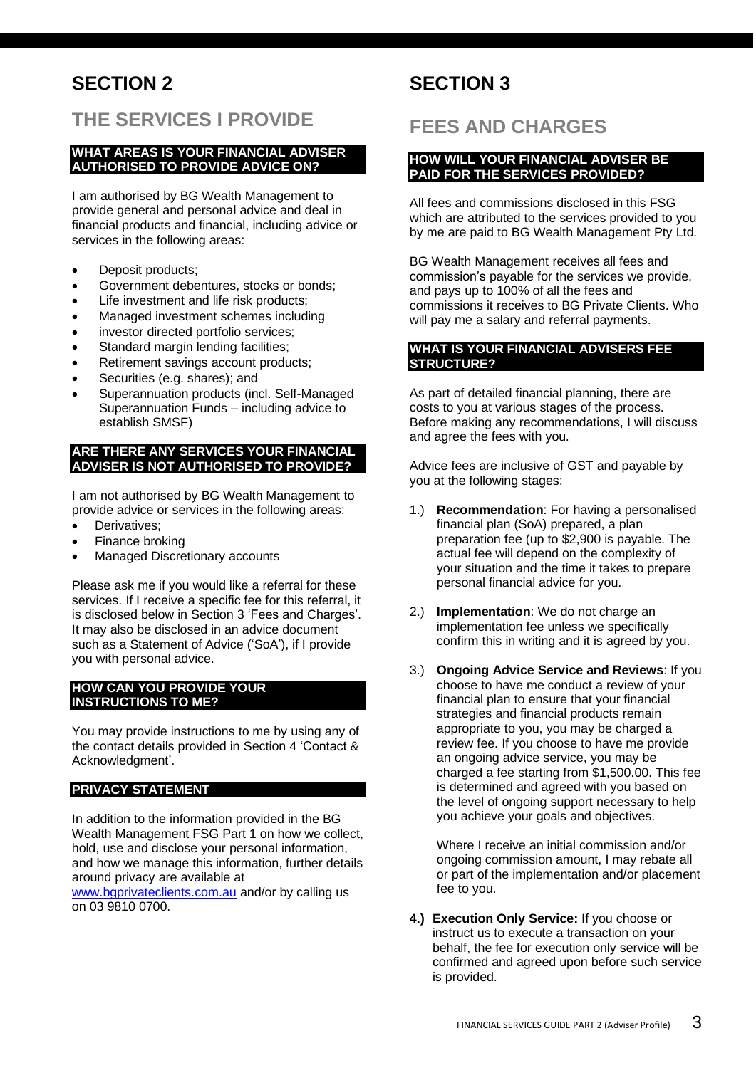# SECTION 2

## THE SERVICES I PROVIDE

### WHAT AREAS IS YOUR FINANCIAL ADVISER AUTHORISED TO PROVIDE ADVICE ON?

I am authorised by BG Wealth Management to provide general and personal advice and deal in financial products and financial, including advice or services in the following areas:

- Deposit products;
- Government debentures, stocks or bonds;
- Life investment and life risk products;
- Managed investment schemes including
- investor directed portfolio services;
- Standard margin lending facilities;
- Retirement savings account products;
- Securities (e.g. shares); and
- Superannuation products (incl. Self-Managed Superannuation Funds – including advice to establish SMSF)

### ARE THERE ANY SERVICES YOUR FINANCIAL ADVISER IS NOT AUTHORISED TO PROVIDE?

I am not authorised by BG Wealth Management to provide advice or services in the following areas:

- Derivatives;
- Finance broking
- Managed Discretionary accounts

Please ask me if you would like a referral for these services. If I receive a specific fee for this referral, it is disclosed below in Section 3 'Fees and Charges'. It may also be disclosed in an advice document such as a Statement of Advice ('SoA'), if I provide you with personal advice.

### HOW CAN YOU PROVIDE YOUR INSTRUCTIONS TO ME?

You may provide instructions to me by using any of the contact details provided in Section 4 'Contact & Acknowledgment'.

### PRIVACY STATEMENT

In addition to the information provided in the BG Wealth Management FSG Part 1 on how we collect, hold, use and disclose your personal information, and how we manage this information, further details around privacy are available at www.bgprivateclients.com.au and/or by calling us on 03 9810 0700.

# SECTION 3

## FEES AND CHARGES

### HOW WILL YOUR FINANCIAL ADVISER BE PAID FOR THE SERVICES PROVIDED?

All fees and commissions disclosed in this FSG which are attributed to the services provided to you by me are paid to BG Wealth Management Pty Ltd.

BG Wealth Management receives all fees and commission's payable for the services we provide, and pays up to 100% of all the fees and commissions it receives to BG Private Clients. Who will pay me a salary and referral payments.

### WHAT IS YOUR FINANCIAL ADVISERS FEE STRUCTURE?

As part of detailed financial planning, there are costs to you at various stages of the process. Before making any recommendations, I will discuss and agree the fees with you.

Advice fees are inclusive of GST and payable by you at the following stages:

1.) **Recommendation**: For having a personalised financial plan (SoA) prepared, a plan preparation fee (up to $2,900 is payable. The actual fee will depend on the complexity of your situation and the time it takes to prepare personal financial advice for you.

2.) **Implementation**: We do not charge an implementation fee unless we specifically confirm this in writing and it is agreed by you.

3.) **Ongoing Advice Service and Reviews**: If you choose to have me conduct a review of your financial plan to ensure that your financial strategies and financial products remain appropriate to you, you may be charged a review fee. If you choose to have me provide an ongoing advice service, you may be charged a fee starting from $1,500.00. This fee is determined and agreed with you based on the level of ongoing support necessary to help you achieve your goals and objectives.

   Where I receive an initial commission and/or ongoing commission amount, I may rebate all or part of the implementation and/or placement fee to you.

**4.) Execution Only Service:** If you choose or instruct us to execute a transaction on your behalf, the fee for execution only service will be confirmed and agreed upon before such service is provided.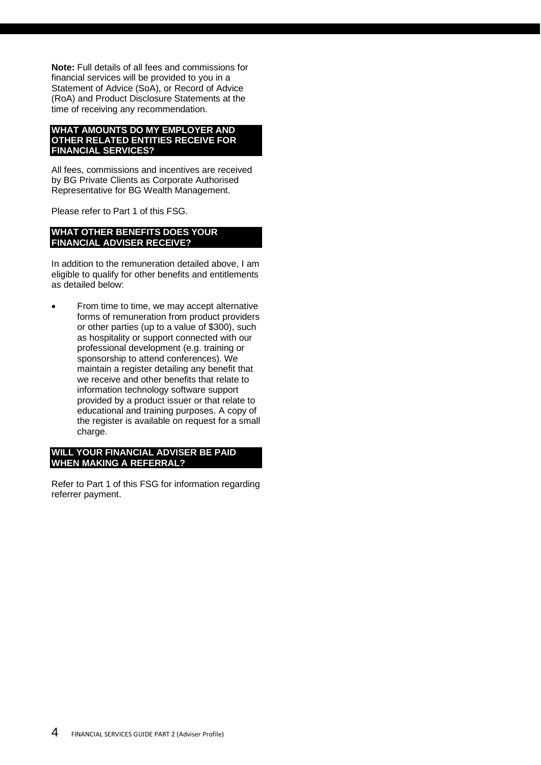**Note:** Full details of all fees and commissions for financial services will be provided to you in a Statement of Advice (SoA), or Record of Advice (RoA) and Product Disclosure Statements at the time of receiving any recommendation.

## WHAT AMOUNTS DO MY EMPLOYER AND OTHER RELATED ENTITIES RECEIVE FOR FINANCIAL SERVICES?

All fees, commissions and incentives are received by BG Private Clients as Corporate Authorised Representative for BG Wealth Management.

Please refer to Part 1 of this FSG.

## WHAT OTHER BENEFITS DOES YOUR FINANCIAL ADVISER RECEIVE?

In addition to the remuneration detailed above, I am eligible to qualify for other benefits and entitlements as detailed below:

- From time to time, we may accept alternative forms of remuneration from product providers or other parties (up to a value of $300), such as hospitality or support connected with our professional development (e.g. training or sponsorship to attend conferences). We maintain a register detailing any benefit that we receive and other benefits that relate to information technology software support provided by a product issuer or that relate to educational and training purposes. A copy of the register is available on request for a small charge.

## WILL YOUR FINANCIAL ADVISER BE PAID WHEN MAKING A REFERRAL?

Refer to Part 1 of this FSG for information regarding referrer payment.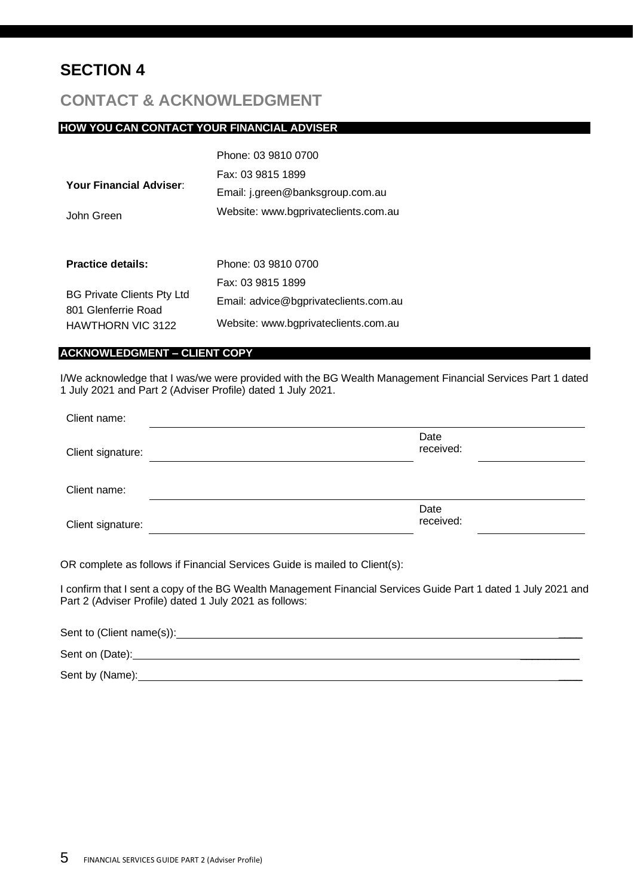# SECTION 4

## CONTACT & ACKNOWLEDGMENT

### HOW YOU CAN CONTACT YOUR FINANCIAL ADVISER

| | |
|---|---|
| **Your Financial Adviser**:<br><br>John Green | Phone: 03 9810 0700<br>Fax: 03 9815 1899<br>Email: j.green@banksgroup.com.au<br>Website: www.bgprivateclients.com.au |
| **Practice details:**<br><br>BG Private Clients Pty Ltd<br>801 Glenferrie Road<br>HAWTHORN VIC 3122 | Phone: 03 9810 0700<br>Fax: 03 9815 1899<br>Email: advice@bgprivateclients.com.au<br>Website: www.bgprivateclients.com.au |

### ACKNOWLEDGMENT – CLIENT COPY

I/We acknowledge that I was/we were provided with the BG Wealth Management Financial Services Part 1 dated 1 July 2021 and Part 2 (Adviser Profile) dated 1 July 2021.

Client name: ____________________________________________

Client signature: ______________________________ Date received: ______________

Client name: ____________________________________________

Client signature: ______________________________ Date received: ______________

OR complete as follows if Financial Services Guide is mailed to Client(s):

I confirm that I sent a copy of the BG Wealth Management Financial Services Guide Part 1 dated 1 July 2021 and Part 2 (Adviser Profile) dated 1 July 2021 as follows:

Sent to (Client name(s)): ____________________________________________

Sent on (Date): ____________________________________________

Sent by (Name): ____________________________________________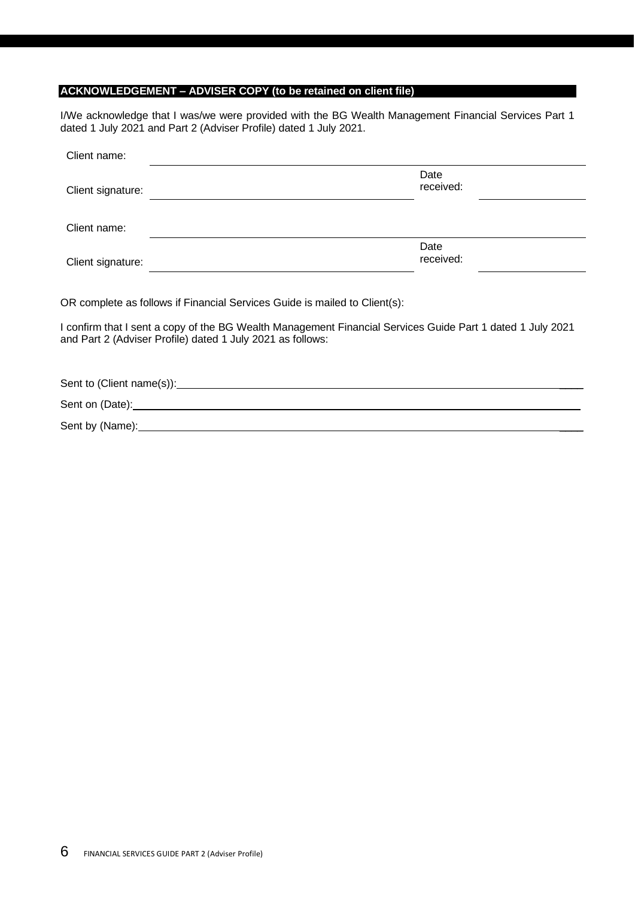## ACKNOWLEDGEMENT – ADVISER COPY (to be retained on client file)

I/We acknowledge that I was/we were provided with the BG Wealth Management Financial Services Part 1 dated 1 July 2021 and Part 2 (Adviser Profile) dated 1 July 2021.

Client name: ______________________________________________

Client signature: ______________________________ Date received: ______________

Client name: ______________________________________________

Client signature: ______________________________ Date received: ______________

OR complete as follows if Financial Services Guide is mailed to Client(s):

I confirm that I sent a copy of the BG Wealth Management Financial Services Guide Part 1 dated 1 July 2021 and Part 2 (Adviser Profile) dated 1 July 2021 as follows:

Sent to (Client name(s)): ______________________________________________

Sent on (Date): ______________________________________________

Sent by (Name): ______________________________________________